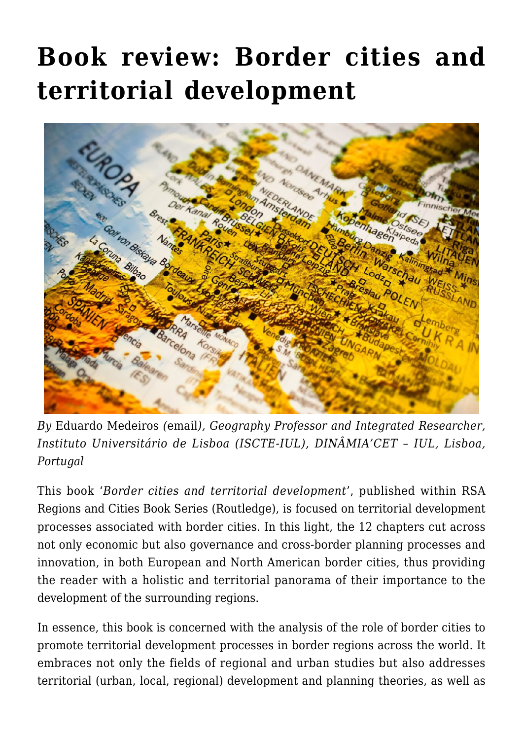# Book review: Border cities and territorial development

*By* Eduardo Medeiros *(*email*), Geography Professor and Integrated Researcher, Instituto Universitário de Lisboa (ISCTE-IUL), DINÂMIA'CET – IUL, Lisboa, Portugal*

This book '*Border cities and territorial development*', published within RSA Regions and Cities Book Series (Routledge), is focused on territorial development processes associated with border cities. In this light, the 12 chapters cut across not only economic but also governance and cross-border planning processes and innovation, in both European and North American border cities, thus providing the reader with a holistic and territorial panorama of their importance to the development of the surrounding regions.

In essence, this book is concerned with the analysis of the role of border cities to promote territorial development processes in border regions across the world. It embraces not only the fields of regional and urban studies but also addresses territorial (urban, local, regional) development and planning theories, as well as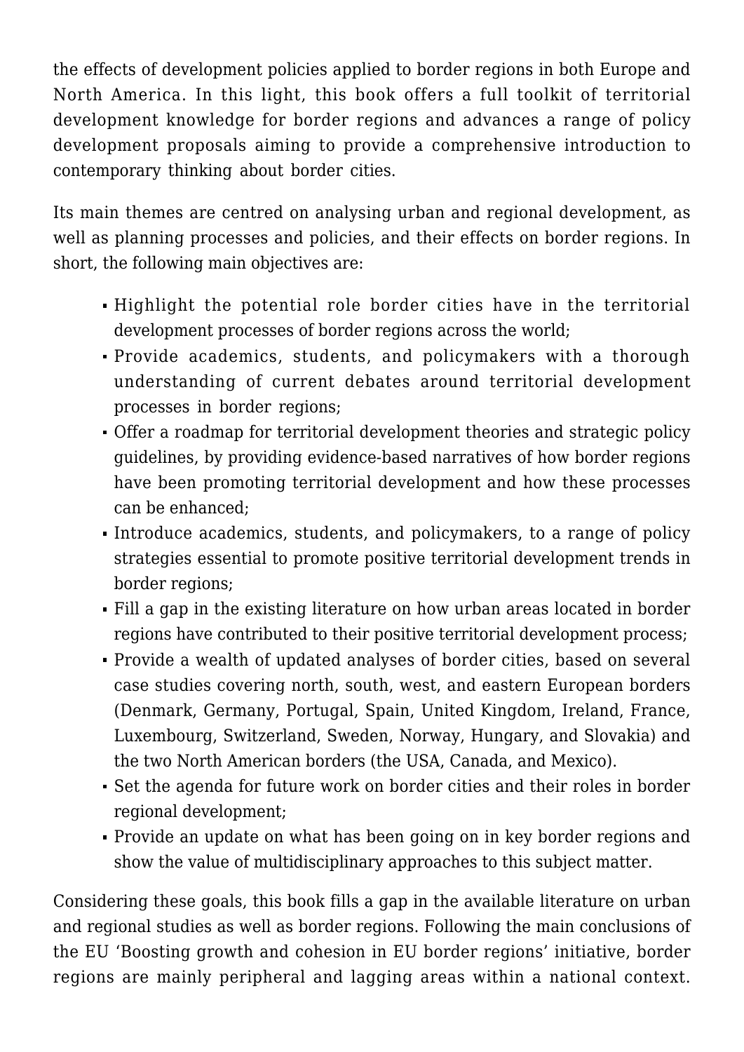the effects of development policies applied to border regions in both Europe and North America. In this light, this book offers a full toolkit of territorial development knowledge for border regions and advances a range of policy development proposals aiming to provide a comprehensive introduction to contemporary thinking about border cities.

Its main themes are centred on analysing urban and regional development, as well as planning processes and policies, and their effects on border regions. In short, the following main objectives are:

- Highlight the potential role border cities have in the territorial development processes of border regions across the world;
- Provide academics, students, and policymakers with a thorough understanding of current debates around territorial development processes in border regions;
- Offer a roadmap for territorial development theories and strategic policy guidelines, by providing evidence-based narratives of how border regions have been promoting territorial development and how these processes can be enhanced;
- Introduce academics, students, and policymakers, to a range of policy strategies essential to promote positive territorial development trends in border regions;
- Fill a gap in the existing literature on how urban areas located in border regions have contributed to their positive territorial development process;
- Provide a wealth of updated analyses of border cities, based on several case studies covering north, south, west, and eastern European borders (Denmark, Germany, Portugal, Spain, United Kingdom, Ireland, France, Luxembourg, Switzerland, Sweden, Norway, Hungary, and Slovakia) and the two North American borders (the USA, Canada, and Mexico).
- Set the agenda for future work on border cities and their roles in border regional development;
- Provide an update on what has been going on in key border regions and show the value of multidisciplinary approaches to this subject matter.

Considering these goals, this book fills a gap in the available literature on urban and regional studies as well as border regions. Following the main conclusions of the EU 'Boosting growth and cohesion in EU border regions' initiative, border regions are mainly peripheral and lagging areas within a national context.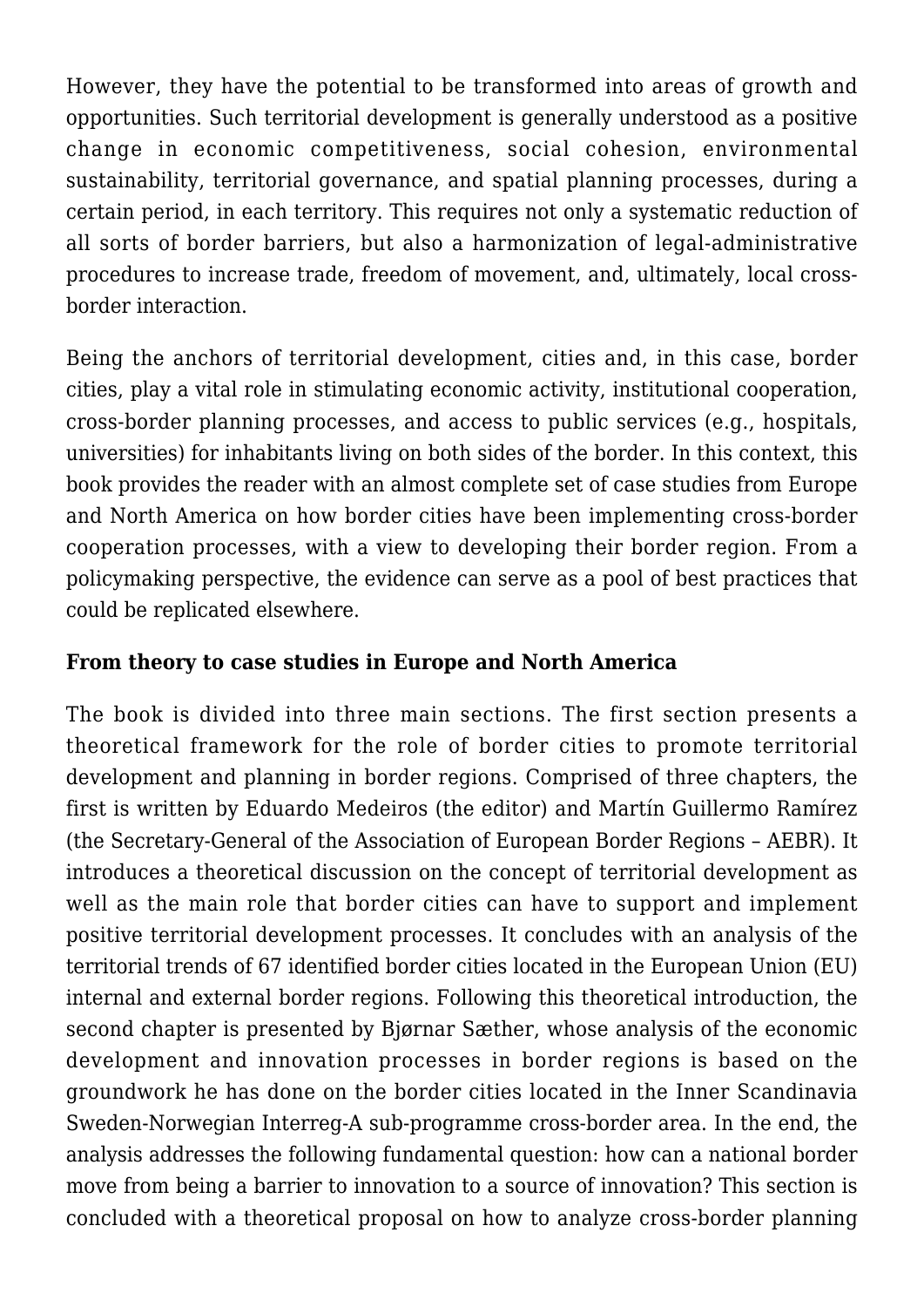However, they have the potential to be transformed into areas of growth and opportunities. Such territorial development is generally understood as a positive change in economic competitiveness, social cohesion, environmental sustainability, territorial governance, and spatial planning processes, during a certain period, in each territory. This requires not only a systematic reduction of all sorts of border barriers, but also a harmonization of legal-administrative procedures to increase trade, freedom of movement, and, ultimately, local cross-border interaction.

Being the anchors of territorial development, cities and, in this case, border cities, play a vital role in stimulating economic activity, institutional cooperation, cross-border planning processes, and access to public services (e.g., hospitals, universities) for inhabitants living on both sides of the border. In this context, this book provides the reader with an almost complete set of case studies from Europe and North America on how border cities have been implementing cross-border cooperation processes, with a view to developing their border region. From a policymaking perspective, the evidence can serve as a pool of best practices that could be replicated elsewhere.

**From theory to case studies in Europe and North America**

The book is divided into three main sections. The first section presents a theoretical framework for the role of border cities to promote territorial development and planning in border regions. Comprised of three chapters, the first is written by Eduardo Medeiros (the editor) and Martín Guillermo Ramírez (the Secretary-General of the Association of European Border Regions – AEBR). It introduces a theoretical discussion on the concept of territorial development as well as the main role that border cities can have to support and implement positive territorial development processes. It concludes with an analysis of the territorial trends of 67 identified border cities located in the European Union (EU) internal and external border regions. Following this theoretical introduction, the second chapter is presented by Bjørnar Sæther, whose analysis of the economic development and innovation processes in border regions is based on the groundwork he has done on the border cities located in the Inner Scandinavia Sweden-Norwegian Interreg-A sub-programme cross-border area. In the end, the analysis addresses the following fundamental question: how can a national border move from being a barrier to innovation to a source of innovation? This section is concluded with a theoretical proposal on how to analyze cross-border planning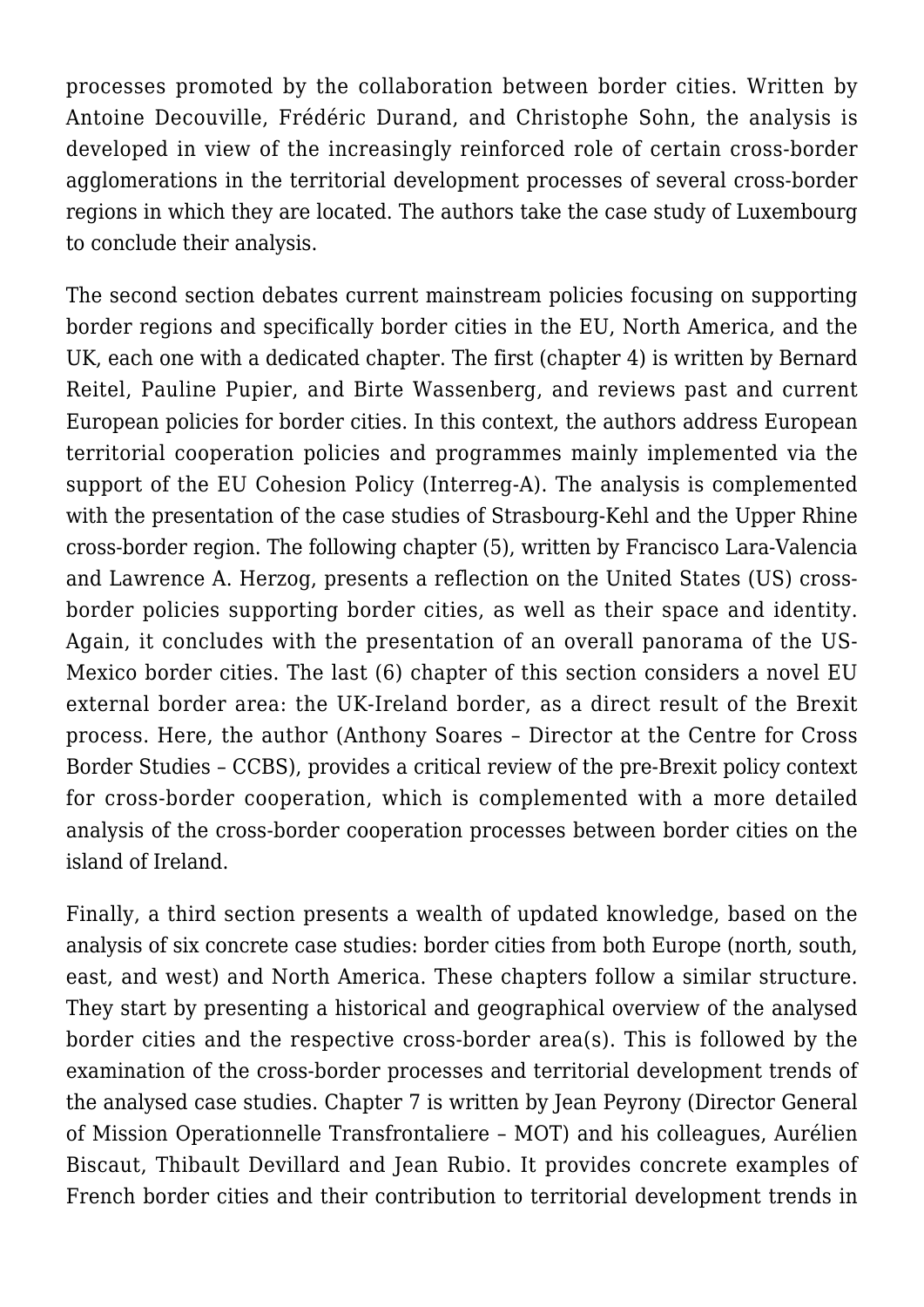processes promoted by the collaboration between border cities. Written by Antoine Decouville, Frédéric Durand, and Christophe Sohn, the analysis is developed in view of the increasingly reinforced role of certain cross-border agglomerations in the territorial development processes of several cross-border regions in which they are located. The authors take the case study of Luxembourg to conclude their analysis.

The second section debates current mainstream policies focusing on supporting border regions and specifically border cities in the EU, North America, and the UK, each one with a dedicated chapter. The first (chapter 4) is written by Bernard Reitel, Pauline Pupier, and Birte Wassenberg, and reviews past and current European policies for border cities. In this context, the authors address European territorial cooperation policies and programmes mainly implemented via the support of the EU Cohesion Policy (Interreg-A). The analysis is complemented with the presentation of the case studies of Strasbourg-Kehl and the Upper Rhine cross-border region. The following chapter (5), written by Francisco Lara-Valencia and Lawrence A. Herzog, presents a reflection on the United States (US) cross-border policies supporting border cities, as well as their space and identity. Again, it concludes with the presentation of an overall panorama of the US-Mexico border cities. The last (6) chapter of this section considers a novel EU external border area: the UK-Ireland border, as a direct result of the Brexit process. Here, the author (Anthony Soares – Director at the Centre for Cross Border Studies – CCBS), provides a critical review of the pre-Brexit policy context for cross-border cooperation, which is complemented with a more detailed analysis of the cross-border cooperation processes between border cities on the island of Ireland.

Finally, a third section presents a wealth of updated knowledge, based on the analysis of six concrete case studies: border cities from both Europe (north, south, east, and west) and North America. These chapters follow a similar structure. They start by presenting a historical and geographical overview of the analysed border cities and the respective cross-border area(s). This is followed by the examination of the cross-border processes and territorial development trends of the analysed case studies. Chapter 7 is written by Jean Peyrony (Director General of Mission Operationnelle Transfrontaliere – MOT) and his colleagues, Aurélien Biscaut, Thibault Devillard and Jean Rubio. It provides concrete examples of French border cities and their contribution to territorial development trends in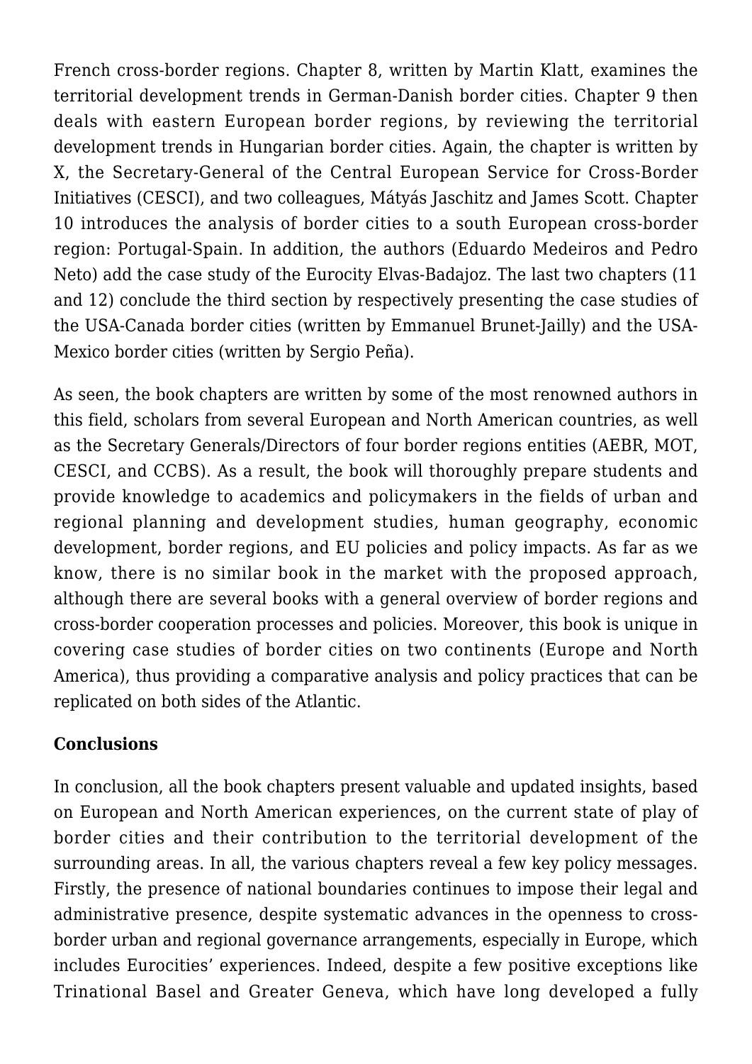French cross-border regions. Chapter 8, written by Martin Klatt, examines the territorial development trends in German-Danish border cities. Chapter 9 then deals with eastern European border regions, by reviewing the territorial development trends in Hungarian border cities. Again, the chapter is written by X, the Secretary-General of the Central European Service for Cross-Border Initiatives (CESCI), and two colleagues, Mátyás Jaschitz and James Scott. Chapter 10 introduces the analysis of border cities to a south European cross-border region: Portugal-Spain. In addition, the authors (Eduardo Medeiros and Pedro Neto) add the case study of the Eurocity Elvas-Badajoz. The last two chapters (11 and 12) conclude the third section by respectively presenting the case studies of the USA-Canada border cities (written by Emmanuel Brunet-Jailly) and the USA-Mexico border cities (written by Sergio Peña).

As seen, the book chapters are written by some of the most renowned authors in this field, scholars from several European and North American countries, as well as the Secretary Generals/Directors of four border regions entities (AEBR, MOT, CESCI, and CCBS). As a result, the book will thoroughly prepare students and provide knowledge to academics and policymakers in the fields of urban and regional planning and development studies, human geography, economic development, border regions, and EU policies and policy impacts. As far as we know, there is no similar book in the market with the proposed approach, although there are several books with a general overview of border regions and cross-border cooperation processes and policies. Moreover, this book is unique in covering case studies of border cities on two continents (Europe and North America), thus providing a comparative analysis and policy practices that can be replicated on both sides of the Atlantic.

**Conclusions**

In conclusion, all the book chapters present valuable and updated insights, based on European and North American experiences, on the current state of play of border cities and their contribution to the territorial development of the surrounding areas. In all, the various chapters reveal a few key policy messages. Firstly, the presence of national boundaries continues to impose their legal and administrative presence, despite systematic advances in the openness to cross-border urban and regional governance arrangements, especially in Europe, which includes Eurocities' experiences. Indeed, despite a few positive exceptions like Trinational Basel and Greater Geneva, which have long developed a fully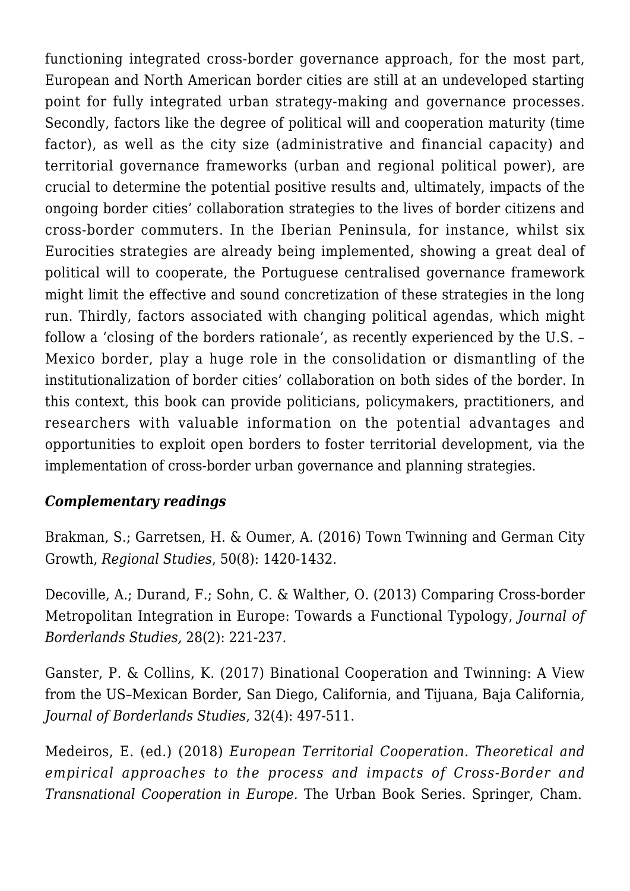functioning integrated cross-border governance approach, for the most part, European and North American border cities are still at an undeveloped starting point for fully integrated urban strategy-making and governance processes. Secondly, factors like the degree of political will and cooperation maturity (time factor), as well as the city size (administrative and financial capacity) and territorial governance frameworks (urban and regional political power), are crucial to determine the potential positive results and, ultimately, impacts of the ongoing border cities' collaboration strategies to the lives of border citizens and cross-border commuters. In the Iberian Peninsula, for instance, whilst six Eurocities strategies are already being implemented, showing a great deal of political will to cooperate, the Portuguese centralised governance framework might limit the effective and sound concretization of these strategies in the long run. Thirdly, factors associated with changing political agendas, which might follow a 'closing of the borders rationale', as recently experienced by the U.S. – Mexico border, play a huge role in the consolidation or dismantling of the institutionalization of border cities' collaboration on both sides of the border. In this context, this book can provide politicians, policymakers, practitioners, and researchers with valuable information on the potential advantages and opportunities to exploit open borders to foster territorial development, via the implementation of cross-border urban governance and planning strategies.

### *Complementary readings*

Brakman, S.; Garretsen, H. & Oumer, A. (2016) Town Twinning and German City Growth, *Regional Studies*, 50(8): 1420-1432.

Decoville, A.; Durand, F.; Sohn, C. & Walther, O. (2013) Comparing Cross-border Metropolitan Integration in Europe: Towards a Functional Typology, *Journal of Borderlands Studies,* 28(2): 221-237.

Ganster, P. & Collins, K. (2017) Binational Cooperation and Twinning: A View from the US–Mexican Border, San Diego, California, and Tijuana, Baja California, *Journal of Borderlands Studies*, 32(4): 497-511.

Medeiros, E. (ed.) (2018) *European Territorial Cooperation. Theoretical and empirical approaches to the process and impacts of Cross-Border and Transnational Cooperation in Europe.* The Urban Book Series. Springer, Cham.